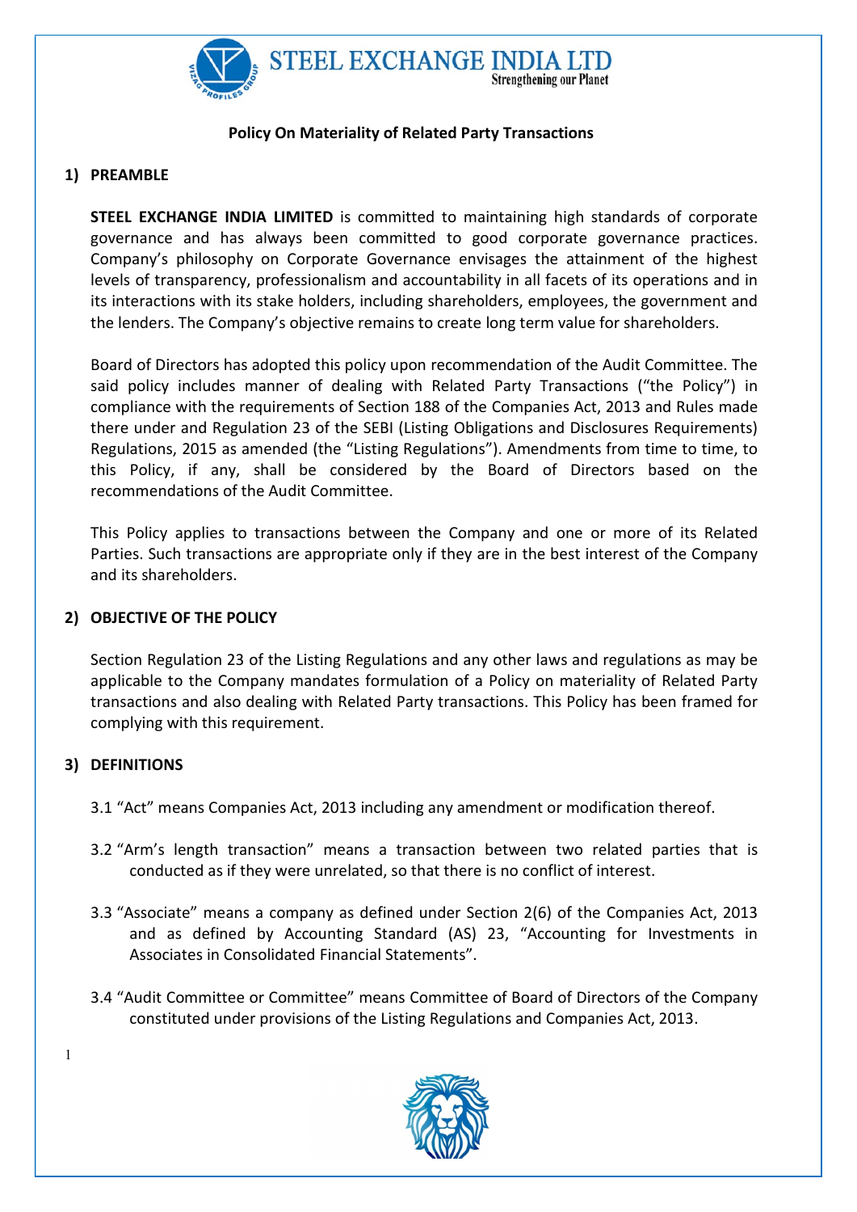# Policy On Materiality of Related Party Transactions

## 1) PREAMBLE

**STEEL EXCHANGE INDIA LIMITED** is committed to maintaining high standards of corporate governance and has always been committed to good corporate governance practices. Company's philosophy on Corporate Governance envisages the attainment of the highest levels of transparency, professionalism and accountability in all facets of its operations and in its interactions with its stake holders, including shareholders, employees, the government and the lenders. The Company's objective remains to create long term value for shareholders.

Board of Directors has adopted this policy upon recommendation of the Audit Committee. The said policy includes manner of dealing with Related Party Transactions ("the Policy") in compliance with the requirements of Section 188 of the Companies Act, 2013 and Rules made there under and Regulation 23 of the SEBI (Listing Obligations and Disclosures Requirements) Regulations, 2015 as amended (the "Listing Regulations"). Amendments from time to time, to this Policy, if any, shall be considered by the Board of Directors based on the recommendations of the Audit Committee.

This Policy applies to transactions between the Company and one or more of its Related Parties. Such transactions are appropriate only if they are in the best interest of the Company and its shareholders.

## 2) OBJECTIVE OF THE POLICY

Section Regulation 23 of the Listing Regulations and any other laws and regulations as may be applicable to the Company mandates formulation of a Policy on materiality of Related Party transactions and also dealing with Related Party transactions. This Policy has been framed for complying with this requirement.

## 3) DEFINITIONS

3.1 "Act" means Companies Act, 2013 including any amendment or modification thereof.

3.2 "Arm's length transaction" means a transaction between two related parties that is conducted as if they were unrelated, so that there is no conflict of interest.

3.3 "Associate" means a company as defined under Section 2(6) of the Companies Act, 2013 and as defined by Accounting Standard (AS) 23, "Accounting for Investments in Associates in Consolidated Financial Statements".

3.4 "Audit Committee or Committee" means Committee of Board of Directors of the Company constituted under provisions of the Listing Regulations and Companies Act, 2013.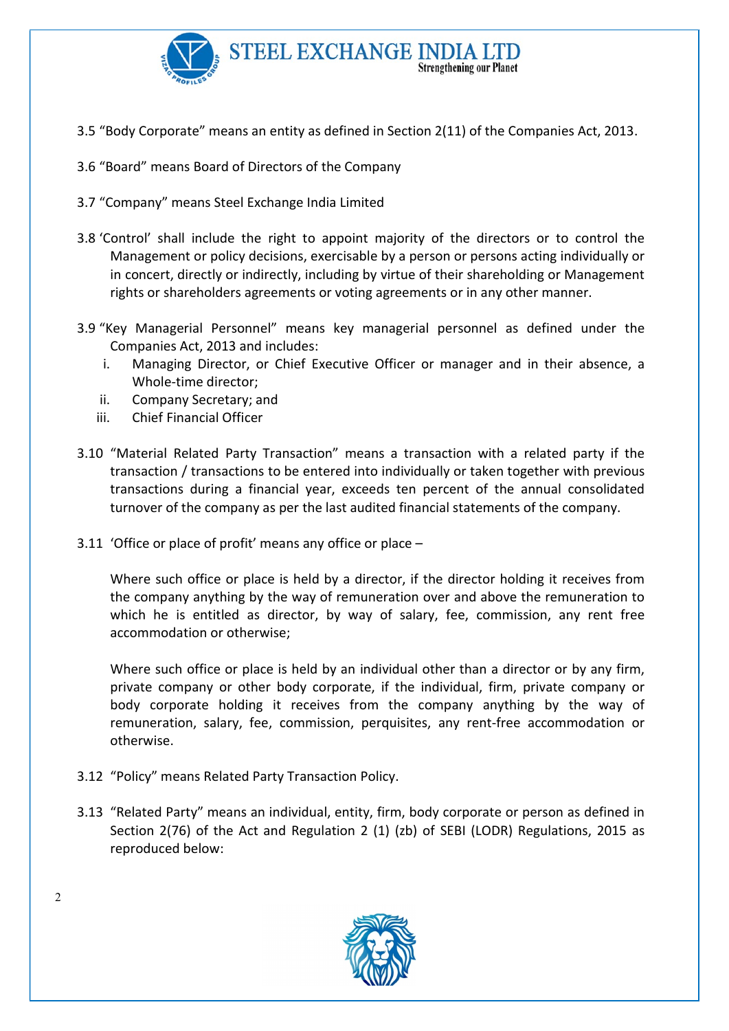3.5 “Body Corporate” means an entity as defined in Section 2(11) of the Companies Act, 2013.

3.6 “Board” means Board of Directors of the Company

3.7 “Company” means Steel Exchange India Limited

3.8 ‘Control’ shall include the right to appoint majority of the directors or to control the Management or policy decisions, exercisable by a person or persons acting individually or in concert, directly or indirectly, including by virtue of their shareholding or Management rights or shareholders agreements or voting agreements or in any other manner.

3.9 “Key Managerial Personnel” means key managerial personnel as defined under the Companies Act, 2013 and includes:

i. Managing Director, or Chief Executive Officer or manager and in their absence, a Whole-time director;
ii. Company Secretary; and
iii. Chief Financial Officer

3.10 “Material Related Party Transaction” means a transaction with a related party if the transaction / transactions to be entered into individually or taken together with previous transactions during a financial year, exceeds ten percent of the annual consolidated turnover of the company as per the last audited financial statements of the company.

3.11 ‘Office or place of profit’ means any office or place –

Where such office or place is held by a director, if the director holding it receives from the company anything by the way of remuneration over and above the remuneration to which he is entitled as director, by way of salary, fee, commission, any rent free accommodation or otherwise;

Where such office or place is held by an individual other than a director or by any firm, private company or other body corporate, if the individual, firm, private company or body corporate holding it receives from the company anything by the way of remuneration, salary, fee, commission, perquisites, any rent-free accommodation or otherwise.

3.12 “Policy” means Related Party Transaction Policy.

3.13 “Related Party” means an individual, entity, firm, body corporate or person as defined in Section 2(76) of the Act and Regulation 2 (1) (zb) of SEBI (LODR) Regulations, 2015 as reproduced below: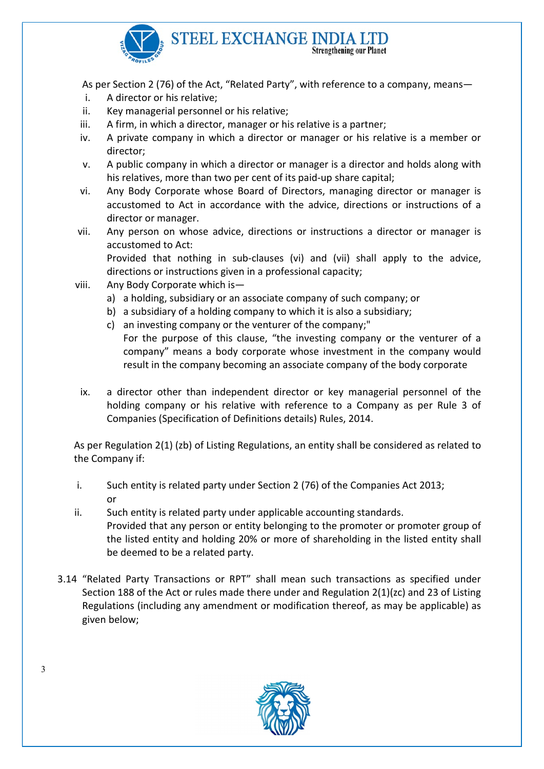As per Section 2 (76) of the Act, "Related Party", with reference to a company, means—

i. A director or his relative;
ii. Key managerial personnel or his relative;
iii. A firm, in which a director, manager or his relative is a partner;
iv. A private company in which a director or manager or his relative is a member or director;
v. A public company in which a director or manager is a director and holds along with his relatives, more than two per cent of its paid-up share capital;
vi. Any Body Corporate whose Board of Directors, managing director or manager is accustomed to Act in accordance with the advice, directions or instructions of a director or manager.
vii. Any person on whose advice, directions or instructions a director or manager is accustomed to Act:
   Provided that nothing in sub-clauses (vi) and (vii) shall apply to the advice, directions or instructions given in a professional capacity;
viii. Any Body Corporate which is—
   a) a holding, subsidiary or an associate company of such company; or
   b) a subsidiary of a holding company to which it is also a subsidiary;
   c) an investing company or the venturer of the company;"
      For the purpose of this clause, "the investing company or the venturer of a company" means a body corporate whose investment in the company would result in the company becoming an associate company of the body corporate
ix. a director other than independent director or key managerial personnel of the holding company or his relative with reference to a Company as per Rule 3 of Companies (Specification of Definitions details) Rules, 2014.

As per Regulation 2(1) (zb) of Listing Regulations, an entity shall be considered as related to the Company if:

i. Such entity is related party under Section 2 (76) of the Companies Act 2013; or
ii. Such entity is related party under applicable accounting standards.
   Provided that any person or entity belonging to the promoter or promoter group of the listed entity and holding 20% or more of shareholding in the listed entity shall be deemed to be a related party.

3.14 "Related Party Transactions or RPT" shall mean such transactions as specified under Section 188 of the Act or rules made there under and Regulation 2(1)(zc) and 23 of Listing Regulations (including any amendment or modification thereof, as may be applicable) as given below;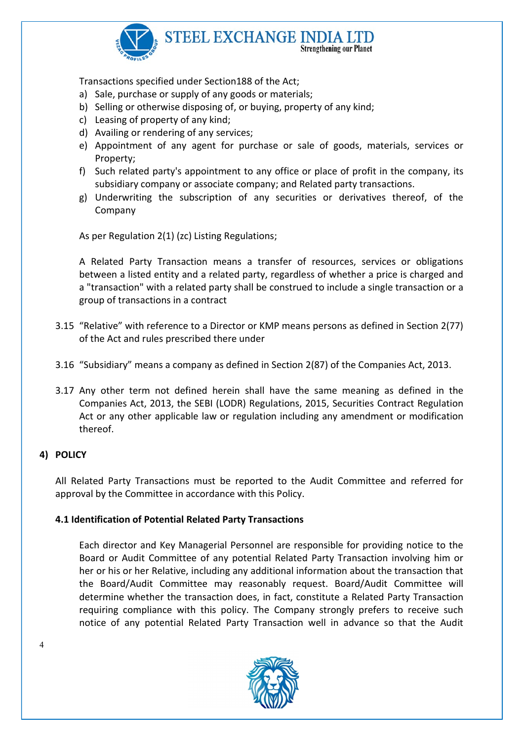Transactions specified under Section188 of the Act;

a) Sale, purchase or supply of any goods or materials;
b) Selling or otherwise disposing of, or buying, property of any kind;
c) Leasing of property of any kind;
d) Availing or rendering of any services;
e) Appointment of any agent for purchase or sale of goods, materials, services or Property;
f) Such related party's appointment to any office or place of profit in the company, its subsidiary company or associate company; and Related party transactions.
g) Underwriting the subscription of any securities or derivatives thereof, of the Company

As per Regulation 2(1) (zc) Listing Regulations;

A Related Party Transaction means a transfer of resources, services or obligations between a listed entity and a related party, regardless of whether a price is charged and a "transaction" with a related party shall be construed to include a single transaction or a group of transactions in a contract

3.15 "Relative" with reference to a Director or KMP means persons as defined in Section 2(77) of the Act and rules prescribed there under

3.16 "Subsidiary" means a company as defined in Section 2(87) of the Companies Act, 2013.

3.17 Any other term not defined herein shall have the same meaning as defined in the Companies Act, 2013, the SEBI (LODR) Regulations, 2015, Securities Contract Regulation Act or any other applicable law or regulation including any amendment or modification thereof.

## 4) POLICY

All Related Party Transactions must be reported to the Audit Committee and referred for approval by the Committee in accordance with this Policy.

### 4.1 Identification of Potential Related Party Transactions

Each director and Key Managerial Personnel are responsible for providing notice to the Board or Audit Committee of any potential Related Party Transaction involving him or her or his or her Relative, including any additional information about the transaction that the Board/Audit Committee may reasonably request. Board/Audit Committee will determine whether the transaction does, in fact, constitute a Related Party Transaction requiring compliance with this policy. The Company strongly prefers to receive such notice of any potential Related Party Transaction well in advance so that the Audit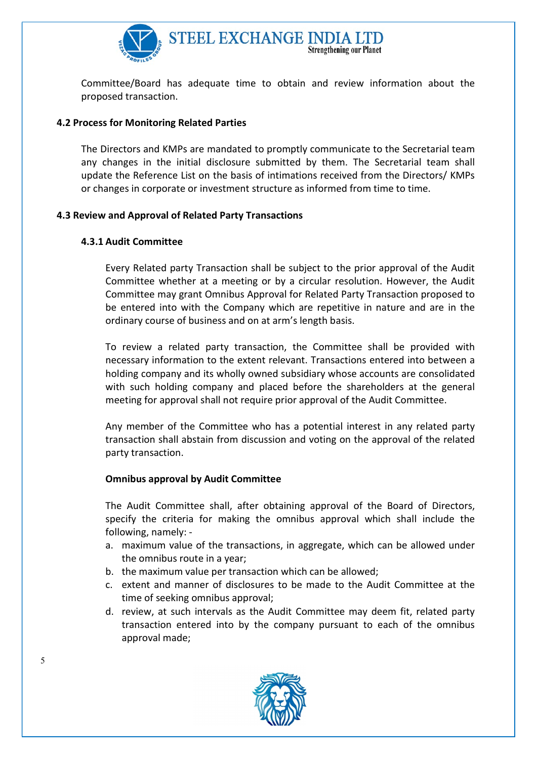Committee/Board has adequate time to obtain and review information about the proposed transaction.

### 4.2 Process for Monitoring Related Parties

The Directors and KMPs are mandated to promptly communicate to the Secretarial team any changes in the initial disclosure submitted by them. The Secretarial team shall update the Reference List on the basis of intimations received from the Directors/ KMPs or changes in corporate or investment structure as informed from time to time.

### 4.3 Review and Approval of Related Party Transactions

#### 4.3.1 Audit Committee

Every Related party Transaction shall be subject to the prior approval of the Audit Committee whether at a meeting or by a circular resolution. However, the Audit Committee may grant Omnibus Approval for Related Party Transaction proposed to be entered into with the Company which are repetitive in nature and are in the ordinary course of business and on at arm's length basis.

To review a related party transaction, the Committee shall be provided with necessary information to the extent relevant. Transactions entered into between a holding company and its wholly owned subsidiary whose accounts are consolidated with such holding company and placed before the shareholders at the general meeting for approval shall not require prior approval of the Audit Committee.

Any member of the Committee who has a potential interest in any related party transaction shall abstain from discussion and voting on the approval of the related party transaction.

**Omnibus approval by Audit Committee**

The Audit Committee shall, after obtaining approval of the Board of Directors, specify the criteria for making the omnibus approval which shall include the following, namely: -

a. maximum value of the transactions, in aggregate, which can be allowed under the omnibus route in a year;
b. the maximum value per transaction which can be allowed;
c. extent and manner of disclosures to be made to the Audit Committee at the time of seeking omnibus approval;
d. review, at such intervals as the Audit Committee may deem fit, related party transaction entered into by the company pursuant to each of the omnibus approval made;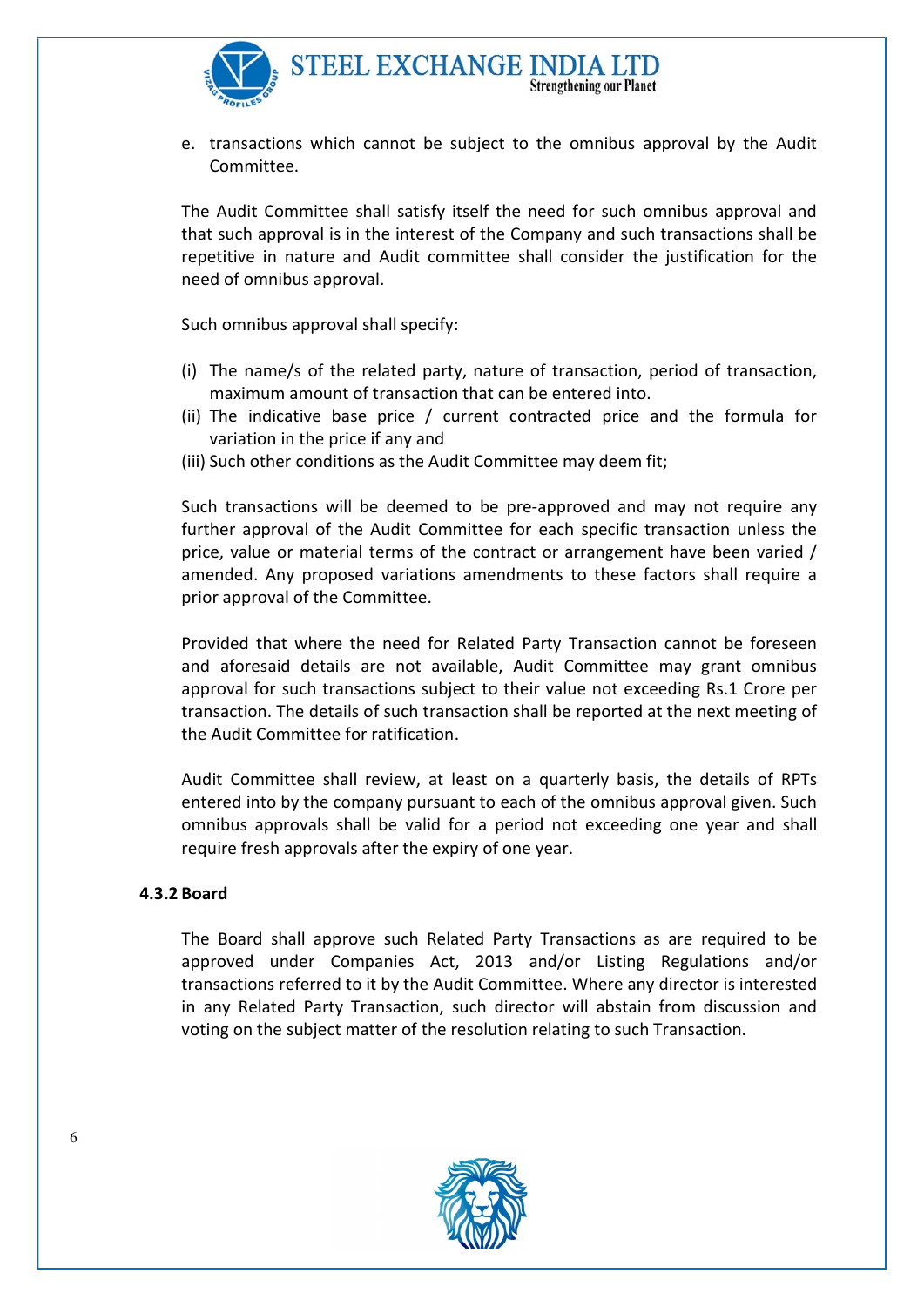e. transactions which cannot be subject to the omnibus approval by the Audit Committee.

The Audit Committee shall satisfy itself the need for such omnibus approval and that such approval is in the interest of the Company and such transactions shall be repetitive in nature and Audit committee shall consider the justification for the need of omnibus approval.

Such omnibus approval shall specify:

(i) The name/s of the related party, nature of transaction, period of transaction, maximum amount of transaction that can be entered into.
(ii) The indicative base price / current contracted price and the formula for variation in the price if any and
(iii) Such other conditions as the Audit Committee may deem fit;

Such transactions will be deemed to be pre-approved and may not require any further approval of the Audit Committee for each specific transaction unless the price, value or material terms of the contract or arrangement have been varied / amended. Any proposed variations amendments to these factors shall require a prior approval of the Committee.

Provided that where the need for Related Party Transaction cannot be foreseen and aforesaid details are not available, Audit Committee may grant omnibus approval for such transactions subject to their value not exceeding Rs.1 Crore per transaction. The details of such transaction shall be reported at the next meeting of the Audit Committee for ratification.

Audit Committee shall review, at least on a quarterly basis, the details of RPTs entered into by the company pursuant to each of the omnibus approval given. Such omnibus approvals shall be valid for a period not exceeding one year and shall require fresh approvals after the expiry of one year.

### 4.3.2 Board

The Board shall approve such Related Party Transactions as are required to be approved under Companies Act, 2013 and/or Listing Regulations and/or transactions referred to it by the Audit Committee. Where any director is interested in any Related Party Transaction, such director will abstain from discussion and voting on the subject matter of the resolution relating to such Transaction.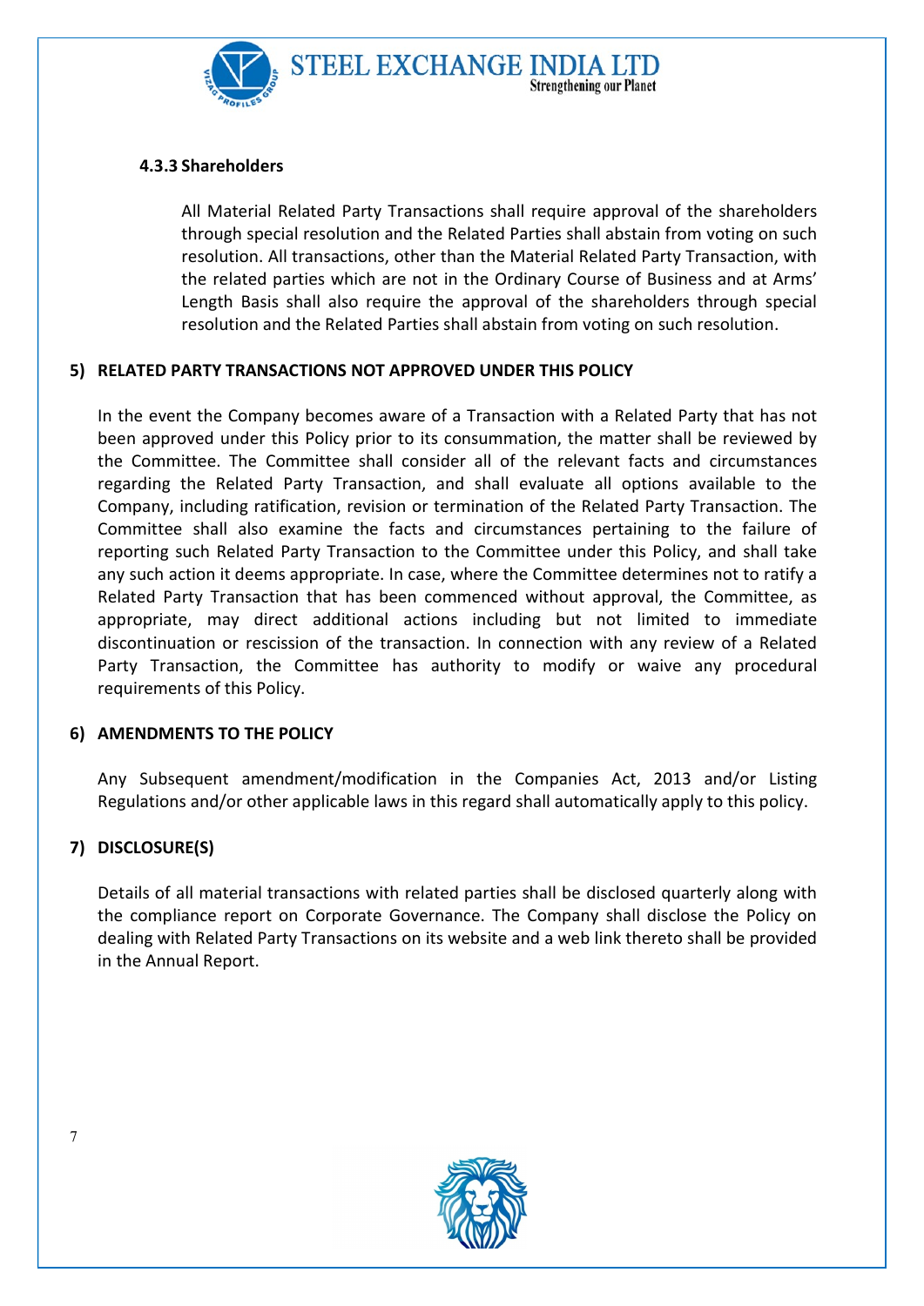#### 4.3.3 Shareholders

All Material Related Party Transactions shall require approval of the shareholders through special resolution and the Related Parties shall abstain from voting on such resolution. All transactions, other than the Material Related Party Transaction, with the related parties which are not in the Ordinary Course of Business and at Arms' Length Basis shall also require the approval of the shareholders through special resolution and the Related Parties shall abstain from voting on such resolution.

## 5) RELATED PARTY TRANSACTIONS NOT APPROVED UNDER THIS POLICY

In the event the Company becomes aware of a Transaction with a Related Party that has not been approved under this Policy prior to its consummation, the matter shall be reviewed by the Committee. The Committee shall consider all of the relevant facts and circumstances regarding the Related Party Transaction, and shall evaluate all options available to the Company, including ratification, revision or termination of the Related Party Transaction. The Committee shall also examine the facts and circumstances pertaining to the failure of reporting such Related Party Transaction to the Committee under this Policy, and shall take any such action it deems appropriate. In case, where the Committee determines not to ratify a Related Party Transaction that has been commenced without approval, the Committee, as appropriate, may direct additional actions including but not limited to immediate discontinuation or rescission of the transaction. In connection with any review of a Related Party Transaction, the Committee has authority to modify or waive any procedural requirements of this Policy.

## 6) AMENDMENTS TO THE POLICY

Any Subsequent amendment/modification in the Companies Act, 2013 and/or Listing Regulations and/or other applicable laws in this regard shall automatically apply to this policy.

## 7) DISCLOSURE(S)

Details of all material transactions with related parties shall be disclosed quarterly along with the compliance report on Corporate Governance. The Company shall disclose the Policy on dealing with Related Party Transactions on its website and a web link thereto shall be provided in the Annual Report.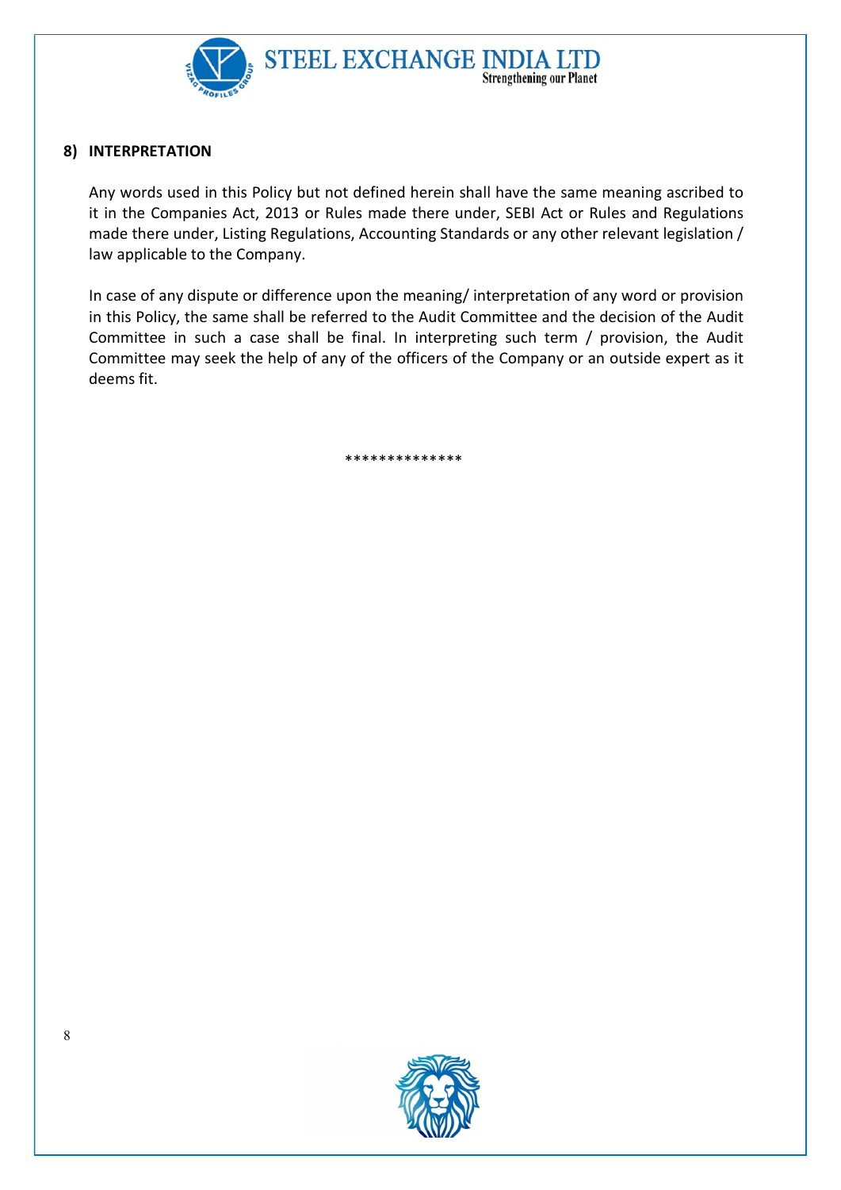## 8) INTERPRETATION

Any words used in this Policy but not defined herein shall have the same meaning ascribed to it in the Companies Act, 2013 or Rules made there under, SEBI Act or Rules and Regulations made there under, Listing Regulations, Accounting Standards or any other relevant legislation / law applicable to the Company.

In case of any dispute or difference upon the meaning/ interpretation of any word or provision in this Policy, the same shall be referred to the Audit Committee and the decision of the Audit Committee in such a case shall be final. In interpreting such term / provision, the Audit Committee may seek the help of any of the officers of the Company or an outside expert as it deems fit.

**************